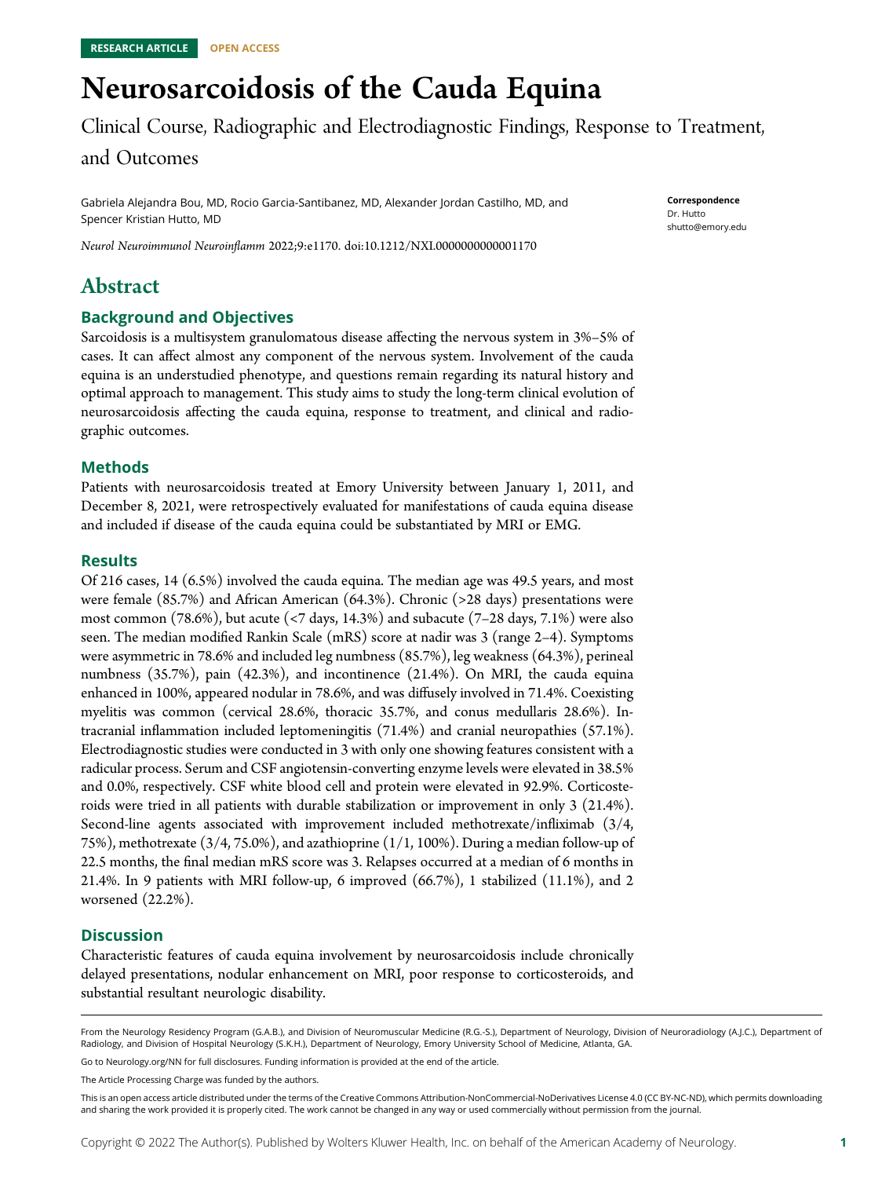RESEARCH ARTICLE OPEN ACCESS

# Neurosarcoidosis of the Cauda Equina

Clinical Course, Radiographic and Electrodiagnostic Findings, Response to Treatment, and Outcomes

Gabriela Alejandra Bou, MD, Rocio Garcia-Santibanez, MD, Alexander Jordan Castilho, MD, and Spencer Kristian Hutto, MD

*Neurol Neuroimmunol Neuroinflamm* 2022;9:e1170. doi:10.1212/NXI.0000000000001170

**Correspondence**
Dr. Hutto
shutto@emory.edu

# Abstract

## Background and Objectives

Sarcoidosis is a multisystem granulomatous disease affecting the nervous system in 3%–5% of cases. It can affect almost any component of the nervous system. Involvement of the cauda equina is an understudied phenotype, and questions remain regarding its natural history and optimal approach to management. This study aims to study the long-term clinical evolution of neurosarcoidosis affecting the cauda equina, response to treatment, and clinical and radiographic outcomes.

## Methods

Patients with neurosarcoidosis treated at Emory University between January 1, 2011, and December 8, 2021, were retrospectively evaluated for manifestations of cauda equina disease and included if disease of the cauda equina could be substantiated by MRI or EMG.

## Results

Of 216 cases, 14 (6.5%) involved the cauda equina. The median age was 49.5 years, and most were female (85.7%) and African American (64.3%). Chronic (>28 days) presentations were most common (78.6%), but acute (<7 days, 14.3%) and subacute (7–28 days, 7.1%) were also seen. The median modified Rankin Scale (mRS) score at nadir was 3 (range 2–4). Symptoms were asymmetric in 78.6% and included leg numbness (85.7%), leg weakness (64.3%), perineal numbness (35.7%), pain (42.3%), and incontinence (21.4%). On MRI, the cauda equina enhanced in 100%, appeared nodular in 78.6%, and was diffusely involved in 71.4%. Coexisting myelitis was common (cervical 28.6%, thoracic 35.7%, and conus medullaris 28.6%). Intracranial inflammation included leptomeningitis (71.4%) and cranial neuropathies (57.1%). Electrodiagnostic studies were conducted in 3 with only one showing features consistent with a radicular process. Serum and CSF angiotensin-converting enzyme levels were elevated in 38.5% and 0.0%, respectively. CSF white blood cell and protein were elevated in 92.9%. Corticosteroids were tried in all patients with durable stabilization or improvement in only 3 (21.4%). Second-line agents associated with improvement included methotrexate/infliximab (3/4, 75%), methotrexate (3/4, 75.0%), and azathioprine (1/1, 100%). During a median follow-up of 22.5 months, the final median mRS score was 3. Relapses occurred at a median of 6 months in 21.4%. In 9 patients with MRI follow-up, 6 improved (66.7%), 1 stabilized (11.1%), and 2 worsened (22.2%).

## Discussion

Characteristic features of cauda equina involvement by neurosarcoidosis include chronically delayed presentations, nodular enhancement on MRI, poor response to corticosteroids, and substantial resultant neurologic disability.

From the Neurology Residency Program (G.A.B.), and Division of Neuromuscular Medicine (R.G.-S.), Department of Neurology, Division of Neuroradiology (A.J.C.), Department of Radiology, and Division of Hospital Neurology (S.K.H.), Department of Neurology, Emory University School of Medicine, Atlanta, GA.

Go to Neurology.org/NN for full disclosures. Funding information is provided at the end of the article.

The Article Processing Charge was funded by the authors.

This is an open access article distributed under the terms of the Creative Commons Attribution-NonCommercial-NoDerivatives License 4.0 (CC BY-NC-ND), which permits downloading and sharing the work provided it is properly cited. The work cannot be changed in any way or used commercially without permission from the journal.

Copyright © 2022 The Author(s). Published by Wolters Kluwer Health, Inc. on behalf of the American Academy of Neurology.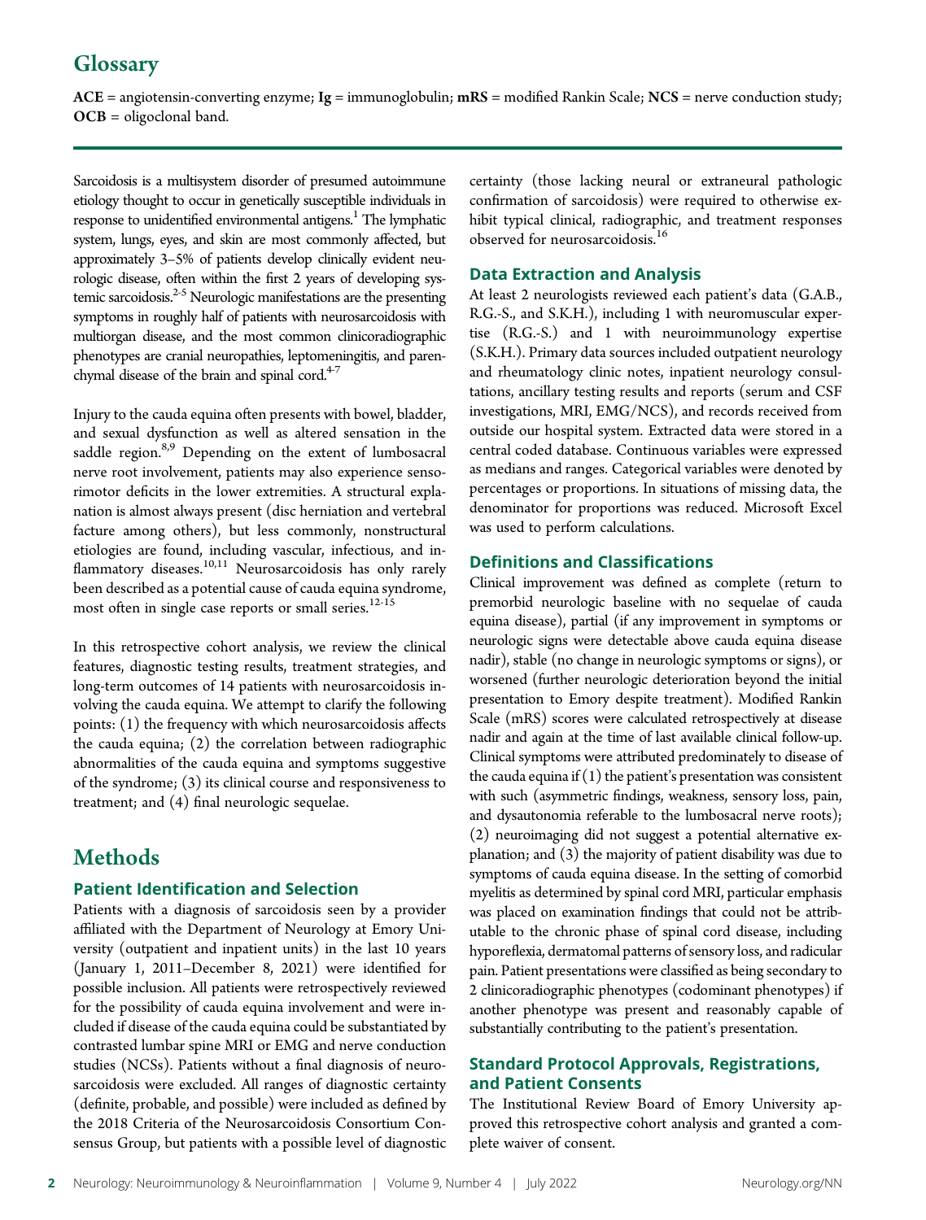## Glossary

**ACE** = angiotensin-converting enzyme; **Ig** = immunoglobulin; **mRS** = modified Rankin Scale; **NCS** = nerve conduction study; **OCB** = oligoclonal band.

Sarcoidosis is a multisystem disorder of presumed autoimmune etiology thought to occur in genetically susceptible individuals in response to unidentified environmental antigens.[1] The lymphatic system, lungs, eyes, and skin are most commonly affected, but approximately 3–5% of patients develop clinically evident neurologic disease, often within the first 2 years of developing systemic sarcoidosis.[2-5] Neurologic manifestations are the presenting symptoms in roughly half of patients with neurosarcoidosis with multiorgan disease, and the most common clinicoradiographic phenotypes are cranial neuropathies, leptomeningitis, and parenchymal disease of the brain and spinal cord.[4-7]

Injury to the cauda equina often presents with bowel, bladder, and sexual dysfunction as well as altered sensation in the saddle region.[8,9] Depending on the extent of lumbosacral nerve root involvement, patients may also experience sensorimotor deficits in the lower extremities. A structural explanation is almost always present (disc herniation and vertebral facture among others), but less commonly, nonstructural etiologies are found, including vascular, infectious, and inflammatory diseases.[10,11] Neurosarcoidosis has only rarely been described as a potential cause of cauda equina syndrome, most often in single case reports or small series.[12-15]

In this retrospective cohort analysis, we review the clinical features, diagnostic testing results, treatment strategies, and long-term outcomes of 14 patients with neurosarcoidosis involving the cauda equina. We attempt to clarify the following points: (1) the frequency with which neurosarcoidosis affects the cauda equina; (2) the correlation between radiographic abnormalities of the cauda equina and symptoms suggestive of the syndrome; (3) its clinical course and responsiveness to treatment; and (4) final neurologic sequelae.

# Methods

### Patient Identification and Selection

Patients with a diagnosis of sarcoidosis seen by a provider affiliated with the Department of Neurology at Emory University (outpatient and inpatient units) in the last 10 years (January 1, 2011–December 8, 2021) were identified for possible inclusion. All patients were retrospectively reviewed for the possibility of cauda equina involvement and were included if disease of the cauda equina could be substantiated by contrasted lumbar spine MRI or EMG and nerve conduction studies (NCSs). Patients without a final diagnosis of neurosarcoidosis were excluded. All ranges of diagnostic certainty (definite, probable, and possible) were included as defined by the 2018 Criteria of the Neurosarcoidosis Consortium Consensus Group, but patients with a possible level of diagnostic certainty (those lacking neural or extraneural pathologic confirmation of sarcoidosis) were required to otherwise exhibit typical clinical, radiographic, and treatment responses observed for neurosarcoidosis.[16]

### Data Extraction and Analysis

At least 2 neurologists reviewed each patient's data (G.A.B., R.G.-S., and S.K.H.), including 1 with neuromuscular expertise (R.G.-S.) and 1 with neuroimmunology expertise (S.K.H.). Primary data sources included outpatient neurology and rheumatology clinic notes, inpatient neurology consultations, ancillary testing results and reports (serum and CSF investigations, MRI, EMG/NCS), and records received from outside our hospital system. Extracted data were stored in a central coded database. Continuous variables were expressed as medians and ranges. Categorical variables were denoted by percentages or proportions. In situations of missing data, the denominator for proportions was reduced. Microsoft Excel was used to perform calculations.

### Definitions and Classifications

Clinical improvement was defined as complete (return to premorbid neurologic baseline with no sequelae of cauda equina disease), partial (if any improvement in symptoms or neurologic signs were detectable above cauda equina disease nadir), stable (no change in neurologic symptoms or signs), or worsened (further neurologic deterioration beyond the initial presentation to Emory despite treatment). Modified Rankin Scale (mRS) scores were calculated retrospectively at disease nadir and again at the time of last available clinical follow-up. Clinical symptoms were attributed predominately to disease of the cauda equina if (1) the patient's presentation was consistent with such (asymmetric findings, weakness, sensory loss, pain, and dysautonomia referable to the lumbosacral nerve roots); (2) neuroimaging did not suggest a potential alternative explanation; and (3) the majority of patient disability was due to symptoms of cauda equina disease. In the setting of comorbid myelitis as determined by spinal cord MRI, particular emphasis was placed on examination findings that could not be attributable to the chronic phase of spinal cord disease, including hyporeflexia, dermatomal patterns of sensory loss, and radicular pain. Patient presentations were classified as being secondary to 2 clinicoradiographic phenotypes (codominant phenotypes) if another phenotype was present and reasonably capable of substantially contributing to the patient's presentation.

### Standard Protocol Approvals, Registrations, and Patient Consents

The Institutional Review Board of Emory University approved this retrospective cohort analysis and granted a complete waiver of consent.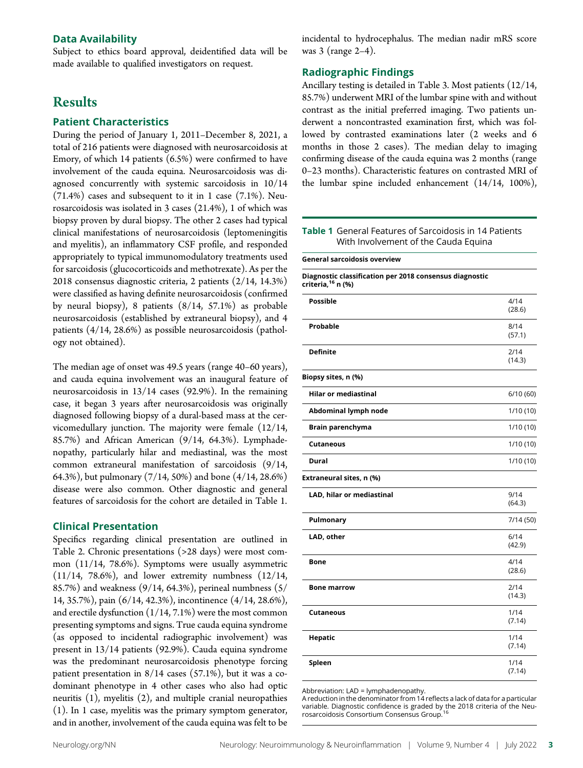## Data Availability

Subject to ethics board approval, deidentified data will be made available to qualified investigators on request.

# Results

## Patient Characteristics

During the period of January 1, 2011–December 8, 2021, a total of 216 patients were diagnosed with neurosarcoidosis at Emory, of which 14 patients (6.5%) were confirmed to have involvement of the cauda equina. Neurosarcoidosis was diagnosed concurrently with systemic sarcoidosis in 10/14 (71.4%) cases and subsequent to it in 1 case (7.1%). Neurosarcoidosis was isolated in 3 cases (21.4%), 1 of which was biopsy proven by dural biopsy. The other 2 cases had typical clinical manifestations of neurosarcoidosis (leptomeningitis and myelitis), an inflammatory CSF profile, and responded appropriately to typical immunomodulatory treatments used for sarcoidosis (glucocorticoids and methotrexate). As per the 2018 consensus diagnostic criteria, 2 patients (2/14, 14.3%) were classified as having definite neurosarcoidosis (confirmed by neural biopsy), 8 patients (8/14, 57.1%) as probable neurosarcoidosis (established by extraneural biopsy), and 4 patients (4/14, 28.6%) as possible neurosarcoidosis (pathology not obtained).

The median age of onset was 49.5 years (range 40–60 years), and cauda equina involvement was an inaugural feature of neurosarcoidosis in 13/14 cases (92.9%). In the remaining case, it began 3 years after neurosarcoidosis was originally diagnosed following biopsy of a dural-based mass at the cervicomedullary junction. The majority were female (12/14, 85.7%) and African American (9/14, 64.3%). Lymphadenopathy, particularly hilar and mediastinal, was the most common extraneural manifestation of sarcoidosis (9/14, 64.3%), but pulmonary (7/14, 50%) and bone (4/14, 28.6%) disease were also common. Other diagnostic and general features of sarcoidosis for the cohort are detailed in Table 1.

## Clinical Presentation

Specifics regarding clinical presentation are outlined in Table 2. Chronic presentations (>28 days) were most common (11/14, 78.6%). Symptoms were usually asymmetric (11/14, 78.6%), and lower extremity numbness (12/14, 85.7%) and weakness (9/14, 64.3%), perineal numbness (5/14, 35.7%), pain (6/14, 42.3%), incontinence (4/14, 28.6%), and erectile dysfunction (1/14, 7.1%) were the most common presenting symptoms and signs. True cauda equina syndrome (as opposed to incidental radiographic involvement) was present in 13/14 patients (92.9%). Cauda equina syndrome was the predominant neurosarcoidosis phenotype forcing patient presentation in 8/14 cases (57.1%), but it was a codominant phenotype in 4 other cases who also had optic neuritis (1), myelitis (2), and multiple cranial neuropathies (1). In 1 case, myelitis was the primary symptom generator, and in another, involvement of the cauda equina was felt to be incidental to hydrocephalus. The median nadir mRS score was 3 (range 2–4).

## Radiographic Findings

Ancillary testing is detailed in Table 3. Most patients (12/14, 85.7%) underwent MRI of the lumbar spine with and without contrast as the initial preferred imaging. Two patients underwent a noncontrasted examination first, which was followed by contrasted examinations later (2 weeks and 6 months in those 2 cases). The median delay to imaging confirming disease of the cauda equina was 2 months (range 0–23 months). Characteristic features on contrasted MRI of the lumbar spine included enhancement (14/14, 100%),

**Table 1** General Features of Sarcoidosis in 14 Patients With Involvement of the Cauda Equina

| General sarcoidosis overview | |
|---|---|
| **Diagnostic classification per 2018 consensus diagnostic criteria,[16] n (%)** | |
| Possible | 4/14 (28.6) |
| Probable | 8/14 (57.1) |
| Definite | 2/14 (14.3) |
| **Biopsy sites, n (%)** | |
| Hilar or mediastinal | 6/10 (60) |
| Abdominal lymph node | 1/10 (10) |
| Brain parenchyma | 1/10 (10) |
| Cutaneous | 1/10 (10) |
| Dural | 1/10 (10) |
| **Extraneural sites, n (%)** | |
| LAD, hilar or mediastinal | 9/14 (64.3) |
| Pulmonary | 7/14 (50) |
| LAD, other | 6/14 (42.9) |
| Bone | 4/14 (28.6) |
| Bone marrow | 2/14 (14.3) |
| Cutaneous | 1/14 (7.14) |
| Hepatic | 1/14 (7.14) |
| Spleen | 1/14 (7.14) |

Abbreviation: LAD = lymphadenopathy.
A reduction in the denominator from 14 reflects a lack of data for a particular variable. Diagnostic confidence is graded by the 2018 criteria of the Neurosarcoidosis Consortium Consensus Group.[16]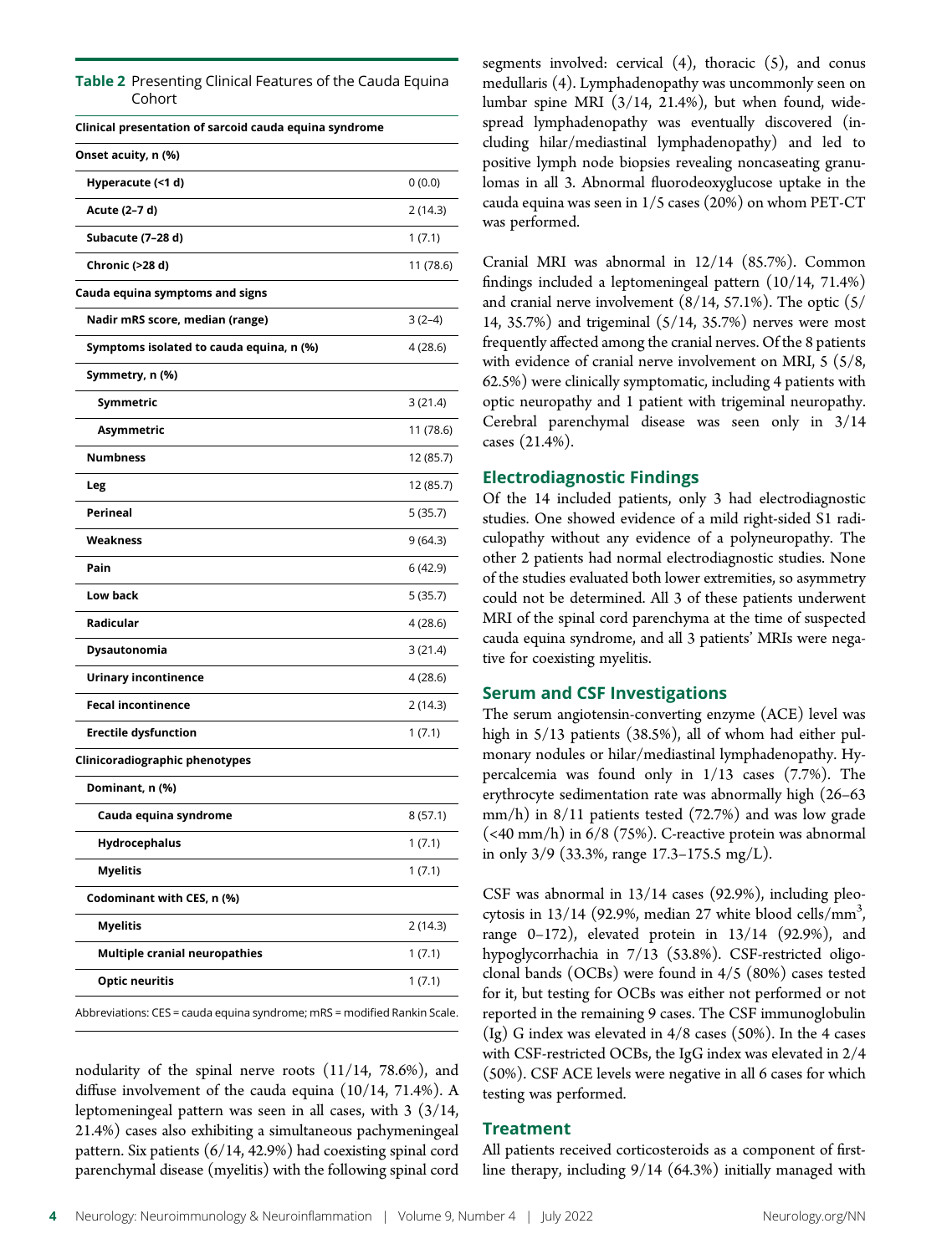**Table 2** Presenting Clinical Features of the Cauda Equina Cohort

| Clinical presentation of sarcoid cauda equina syndrome | |
|---|---|
| **Onset acuity, n (%)** | |
| Hyperacute (<1 d) | 0 (0.0) |
| Acute (2–7 d) | 2 (14.3) |
| Subacute (7–28 d) | 1 (7.1) |
| Chronic (>28 d) | 11 (78.6) |
| **Cauda equina symptoms and signs** | |
| Nadir mRS score, median (range) | 3 (2–4) |
| Symptoms isolated to cauda equina, n (%) | 4 (28.6) |
| Symmetry, n (%) | |
| Symmetric | 3 (21.4) |
| Asymmetric | 11 (78.6) |
| Numbness | 12 (85.7) |
| Leg | 12 (85.7) |
| Perineal | 5 (35.7) |
| Weakness | 9 (64.3) |
| Pain | 6 (42.9) |
| Low back | 5 (35.7) |
| Radicular | 4 (28.6) |
| Dysautonomia | 3 (21.4) |
| Urinary incontinence | 4 (28.6) |
| Fecal incontinence | 2 (14.3) |
| Erectile dysfunction | 1 (7.1) |
| **Clinicoradiographic phenotypes** | |
| Dominant, n (%) | |
| Cauda equina syndrome | 8 (57.1) |
| Hydrocephalus | 1 (7.1) |
| Myelitis | 1 (7.1) |
| Codominant with CES, n (%) | |
| Myelitis | 2 (14.3) |
| Multiple cranial neuropathies | 1 (7.1) |
| Optic neuritis | 1 (7.1) |

Abbreviations: CES = cauda equina syndrome; mRS = modified Rankin Scale.

nodularity of the spinal nerve roots (11/14, 78.6%), and diffuse involvement of the cauda equina (10/14, 71.4%). A leptomeningeal pattern was seen in all cases, with 3 (3/14, 21.4%) cases also exhibiting a simultaneous pachymeningeal pattern. Six patients (6/14, 42.9%) had coexisting spinal cord parenchymal disease (myelitis) with the following spinal cord segments involved: cervical (4), thoracic (5), and conus medullaris (4). Lymphadenopathy was uncommonly seen on lumbar spine MRI (3/14, 21.4%), but when found, widespread lymphadenopathy was eventually discovered (including hilar/mediastinal lymphadenopathy) and led to positive lymph node biopsies revealing noncaseating granulomas in all 3. Abnormal fluorodeoxyglucose uptake in the cauda equina was seen in 1/5 cases (20%) on whom PET-CT was performed.

Cranial MRI was abnormal in 12/14 (85.7%). Common findings included a leptomeningeal pattern (10/14, 71.4%) and cranial nerve involvement (8/14, 57.1%). The optic (5/14, 35.7%) and trigeminal (5/14, 35.7%) nerves were most frequently affected among the cranial nerves. Of the 8 patients with evidence of cranial nerve involvement on MRI, 5 (5/8, 62.5%) were clinically symptomatic, including 4 patients with optic neuropathy and 1 patient with trigeminal neuropathy. Cerebral parenchymal disease was seen only in 3/14 cases (21.4%).

## Electrodiagnostic Findings

Of the 14 included patients, only 3 had electrodiagnostic studies. One showed evidence of a mild right-sided S1 radiculopathy without any evidence of a polyneuropathy. The other 2 patients had normal electrodiagnostic studies. None of the studies evaluated both lower extremities, so asymmetry could not be determined. All 3 of these patients underwent MRI of the spinal cord parenchyma at the time of suspected cauda equina syndrome, and all 3 patients' MRIs were negative for coexisting myelitis.

## Serum and CSF Investigations

The serum angiotensin-converting enzyme (ACE) level was high in 5/13 patients (38.5%), all of whom had either pulmonary nodules or hilar/mediastinal lymphadenopathy. Hypercalcemia was found only in 1/13 cases (7.7%). The erythrocyte sedimentation rate was abnormally high (26–63 mm/h) in 8/11 patients tested (72.7%) and was low grade (<40 mm/h) in 6/8 (75%). C-reactive protein was abnormal in only 3/9 (33.3%, range 17.3–175.5 mg/L).

CSF was abnormal in 13/14 cases (92.9%), including pleocytosis in 13/14 (92.9%, median 27 white blood cells/mm$^3$, range 0–172), elevated protein in 13/14 (92.9%), and hypoglycorrhachia in 7/13 (53.8%). CSF-restricted oligoclonal bands (OCBs) were found in 4/5 (80%) cases tested for it, but testing for OCBs was either not performed or not reported in the remaining 9 cases. The CSF immunoglobulin (Ig) G index was elevated in 4/8 cases (50%). In the 4 cases with CSF-restricted OCBs, the IgG index was elevated in 2/4 (50%). CSF ACE levels were negative in all 6 cases for which testing was performed.

## Treatment

All patients received corticosteroids as a component of first-line therapy, including 9/14 (64.3%) initially managed with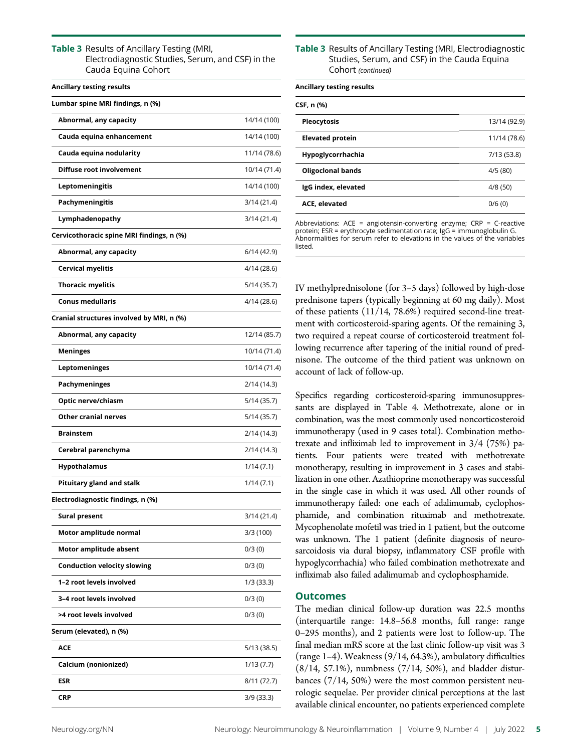**Table 3** Results of Ancillary Testing (MRI, Electrodiagnostic Studies, Serum, and CSF) in the Cauda Equina Cohort

| Ancillary testing results | |
|---|---|
| **Lumbar spine MRI findings, n (%)** | |
| Abnormal, any capacity | 14/14 (100) |
| Cauda equina enhancement | 14/14 (100) |
| Cauda equina nodularity | 11/14 (78.6) |
| Diffuse root involvement | 10/14 (71.4) |
| Leptomeningitis | 14/14 (100) |
| Pachymeningitis | 3/14 (21.4) |
| Lymphadenopathy | 3/14 (21.4) |
| **Cervicothoracic spine MRI findings, n (%)** | |
| Abnormal, any capacity | 6/14 (42.9) |
| Cervical myelitis | 4/14 (28.6) |
| Thoracic myelitis | 5/14 (35.7) |
| Conus medullaris | 4/14 (28.6) |
| **Cranial structures involved by MRI, n (%)** | |
| Abnormal, any capacity | 12/14 (85.7) |
| Meninges | 10/14 (71.4) |
| Leptomeninges | 10/14 (71.4) |
| Pachymeninges | 2/14 (14.3) |
| Optic nerve/chiasm | 5/14 (35.7) |
| Other cranial nerves | 5/14 (35.7) |
| Brainstem | 2/14 (14.3) |
| Cerebral parenchyma | 2/14 (14.3) |
| Hypothalamus | 1/14 (7.1) |
| Pituitary gland and stalk | 1/14 (7.1) |
| **Electrodiagnostic findings, n (%)** | |
| Sural present | 3/14 (21.4) |
| Motor amplitude normal | 3/3 (100) |
| Motor amplitude absent | 0/3 (0) |
| Conduction velocity slowing | 0/3 (0) |
| 1–2 root levels involved | 1/3 (33.3) |
| 3–4 root levels involved | 0/3 (0) |
| >4 root levels involved | 0/3 (0) |
| **Serum (elevated), n (%)** | |
| ACE | 5/13 (38.5) |
| Calcium (nonionized) | 1/13 (7.7) |
| ESR | 8/11 (72.7) |
| CRP | 3/9 (33.3) |
| **CSF, n (%)** | |
| Pleocytosis | 13/14 (92.9) |
| Elevated protein | 11/14 (78.6) |
| Hypoglycorrhachia | 7/13 (53.8) |
| Oligoclonal bands | 4/5 (80) |
| IgG index, elevated | 4/8 (50) |
| ACE, elevated | 0/6 (0) |

Abbreviations: ACE = angiotensin-converting enzyme; CRP = C-reactive protein; ESR = erythrocyte sedimentation rate; IgG = immunoglobulin G. Abnormalities for serum refer to elevations in the values of the variables listed.

IV methylprednisolone (for 3–5 days) followed by high-dose prednisone tapers (typically beginning at 60 mg daily). Most of these patients (11/14, 78.6%) required second-line treatment with corticosteroid-sparing agents. Of the remaining 3, two required a repeat course of corticosteroid treatment following recurrence after tapering of the initial round of prednisone. The outcome of the third patient was unknown on account of lack of follow-up.

Specifics regarding corticosteroid-sparing immunosuppressants are displayed in Table 4. Methotrexate, alone or in combination, was the most commonly used noncorticosteroid immunotherapy (used in 9 cases total). Combination methotrexate and infliximab led to improvement in 3/4 (75%) patients. Four patients were treated with methotrexate monotherapy, resulting in improvement in 3 cases and stabilization in one other. Azathioprine monotherapy was successful in the single case in which it was used. All other rounds of immunotherapy failed: one each of adalimumab, cyclophosphamide, and combination rituximab and methotrexate. Mycophenolate mofetil was tried in 1 patient, but the outcome was unknown. The 1 patient (definite diagnosis of neurosarcoidosis via dural biopsy, inflammatory CSF profile with hypoglycorrhachia) who failed combination methotrexate and infliximab also failed adalimumab and cyclophosphamide.

## Outcomes

The median clinical follow-up duration was 22.5 months (interquartile range: 14.8–56.8 months, full range: range 0–295 months), and 2 patients were lost to follow-up. The final median mRS score at the last clinic follow-up visit was 3 (range 1–4). Weakness (9/14, 64.3%), ambulatory difficulties (8/14, 57.1%), numbness (7/14, 50%), and bladder disturbances (7/14, 50%) were the most common persistent neurologic sequelae. Per provider clinical perceptions at the last available clinical encounter, no patients experienced complete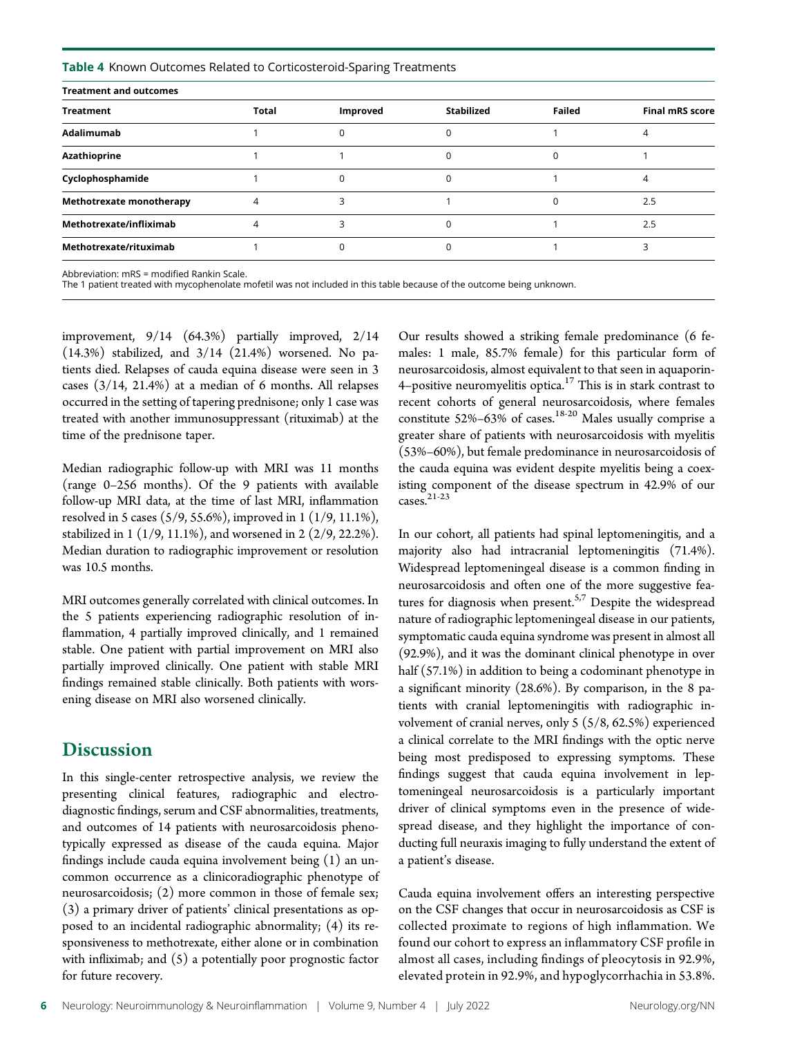**Table 4** Known Outcomes Related to Corticosteroid-Sparing Treatments

| Treatment and outcomes | | | | | |
|---|---|---|---|---|---|
| **Treatment** | **Total** | **Improved** | **Stabilized** | **Failed** | **Final mRS score** |
| **Adalimumab** | 1 | 0 | 0 | 1 | 4 |
| **Azathioprine** | 1 | 1 | 0 | 0 | 1 |
| **Cyclophosphamide** | 1 | 0 | 0 | 1 | 4 |
| **Methotrexate monotherapy** | 4 | 3 | 1 | 0 | 2.5 |
| **Methotrexate/infliximab** | 4 | 3 | 0 | 1 | 2.5 |
| **Methotrexate/rituximab** | 1 | 0 | 0 | 1 | 3 |

Abbreviation: mRS = modified Rankin Scale.
The 1 patient treated with mycophenolate mofetil was not included in this table because of the outcome being unknown.

improvement, 9/14 (64.3%) partially improved, 2/14 (14.3%) stabilized, and 3/14 (21.4%) worsened. No patients died. Relapses of cauda equina disease were seen in 3 cases (3/14, 21.4%) at a median of 6 months. All relapses occurred in the setting of tapering prednisone; only 1 case was treated with another immunosuppressant (rituximab) at the time of the prednisone taper.

Median radiographic follow-up with MRI was 11 months (range 0–256 months). Of the 9 patients with available follow-up MRI data, at the time of last MRI, inflammation resolved in 5 cases (5/9, 55.6%), improved in 1 (1/9, 11.1%), stabilized in 1 (1/9, 11.1%), and worsened in 2 (2/9, 22.2%). Median duration to radiographic improvement or resolution was 10.5 months.

MRI outcomes generally correlated with clinical outcomes. In the 5 patients experiencing radiographic resolution of inflammation, 4 partially improved clinically, and 1 remained stable. One patient with partial improvement on MRI also partially improved clinically. One patient with stable MRI findings remained stable clinically. Both patients with worsening disease on MRI also worsened clinically.

## Discussion

In this single-center retrospective analysis, we review the presenting clinical features, radiographic and electrodiagnostic findings, serum and CSF abnormalities, treatments, and outcomes of 14 patients with neurosarcoidosis phenotypically expressed as disease of the cauda equina. Major findings include cauda equina involvement being (1) an uncommon occurrence as a clinicoradiographic phenotype of neurosarcoidosis; (2) more common in those of female sex; (3) a primary driver of patients' clinical presentations as opposed to an incidental radiographic abnormality; (4) its responsiveness to methotrexate, either alone or in combination with infliximab; and (5) a potentially poor prognostic factor for future recovery.

Our results showed a striking female predominance (6 females: 1 male, 85.7% female) for this particular form of neurosarcoidosis, almost equivalent to that seen in aquaporin-4–positive neuromyelitis optica.[17] This is in stark contrast to recent cohorts of general neurosarcoidosis, where females constitute 52%–63% of cases.[18-20] Males usually comprise a greater share of patients with neurosarcoidosis with myelitis (53%–60%), but female predominance in neurosarcoidosis of the cauda equina was evident despite myelitis being a coexisting component of the disease spectrum in 42.9% of our cases.[21-23]

In our cohort, all patients had spinal leptomeningitis, and a majority also had intracranial leptomeningitis (71.4%). Widespread leptomeningeal disease is a common finding in neurosarcoidosis and often one of the more suggestive features for diagnosis when present.[5,7] Despite the widespread nature of radiographic leptomeningeal disease in our patients, symptomatic cauda equina syndrome was present in almost all (92.9%), and it was the dominant clinical phenotype in over half (57.1%) in addition to being a codominant phenotype in a significant minority (28.6%). By comparison, in the 8 patients with cranial leptomeningitis with radiographic involvement of cranial nerves, only 5 (5/8, 62.5%) experienced a clinical correlate to the MRI findings with the optic nerve being most predisposed to expressing symptoms. These findings suggest that cauda equina involvement in leptomeningeal neurosarcoidosis is a particularly important driver of clinical symptoms even in the presence of widespread disease, and they highlight the importance of conducting full neuraxis imaging to fully understand the extent of a patient's disease.

Cauda equina involvement offers an interesting perspective on the CSF changes that occur in neurosarcoidosis as CSF is collected proximate to regions of high inflammation. We found our cohort to express an inflammatory CSF profile in almost all cases, including findings of pleocytosis in 92.9%, elevated protein in 92.9%, and hypoglycorrhachia in 53.8%.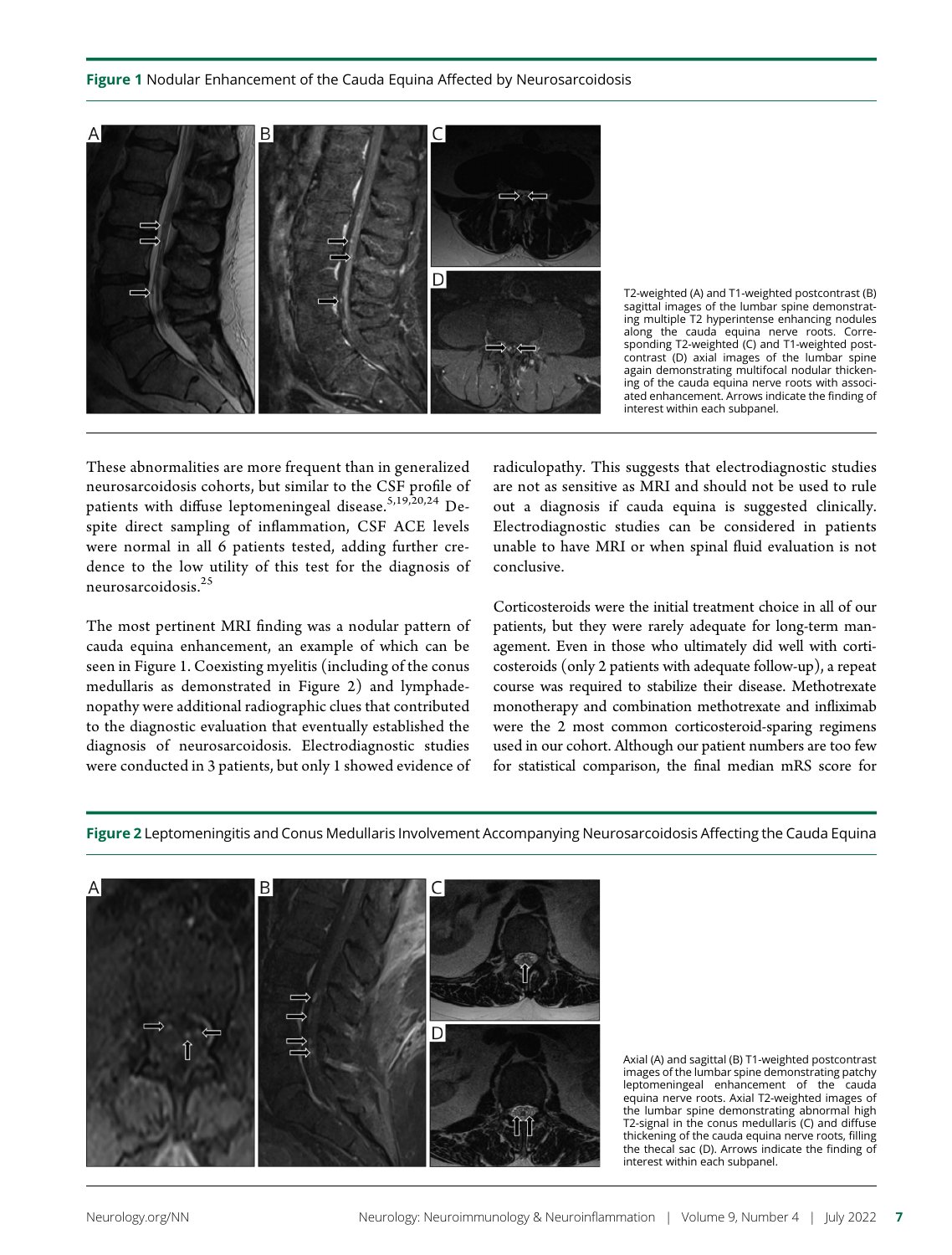**Figure 1** Nodular Enhancement of the Cauda Equina Affected by Neurosarcoidosis

T2-weighted (A) and T1-weighted postcontrast (B) sagittal images of the lumbar spine demonstrating multiple T2 hyperintense enhancing nodules along the cauda equina nerve roots. Corresponding T2-weighted (C) and T1-weighted postcontrast (D) axial images of the lumbar spine again demonstrating multifocal nodular thickening of the cauda equina nerve roots with associated enhancement. Arrows indicate the finding of interest within each subpanel.

These abnormalities are more frequent than in generalized neurosarcoidosis cohorts, but similar to the CSF profile of patients with diffuse leptomeningeal disease.[5,19,20,24] Despite direct sampling of inflammation, CSF ACE levels were normal in all 6 patients tested, adding further credence to the low utility of this test for the diagnosis of neurosarcoidosis.[25]

The most pertinent MRI finding was a nodular pattern of cauda equina enhancement, an example of which can be seen in Figure 1. Coexisting myelitis (including of the conus medullaris as demonstrated in Figure 2) and lymphadenopathy were additional radiographic clues that contributed to the diagnostic evaluation that eventually established the diagnosis of neurosarcoidosis. Electrodiagnostic studies were conducted in 3 patients, but only 1 showed evidence of radiculopathy. This suggests that electrodiagnostic studies are not as sensitive as MRI and should not be used to rule out a diagnosis if cauda equina is suggested clinically. Electrodiagnostic studies can be considered in patients unable to have MRI or when spinal fluid evaluation is not conclusive.

Corticosteroids were the initial treatment choice in all of our patients, but they were rarely adequate for long-term management. Even in those who ultimately did well with corticosteroids (only 2 patients with adequate follow-up), a repeat course was required to stabilize their disease. Methotrexate monotherapy and combination methotrexate and infliximab were the 2 most common corticosteroid-sparing regimens used in our cohort. Although our patient numbers are too few for statistical comparison, the final median mRS score for

**Figure 2** Leptomeningitis and Conus Medullaris Involvement Accompanying Neurosarcoidosis Affecting the Cauda Equina

Axial (A) and sagittal (B) T1-weighted postcontrast images of the lumbar spine demonstrating patchy leptomeningeal enhancement of the cauda equina nerve roots. Axial T2-weighted images of the lumbar spine demonstrating abnormal high T2-signal in the conus medullaris (C) and diffuse thickening of the cauda equina nerve roots, filling the thecal sac (D). Arrows indicate the finding of interest within each subpanel.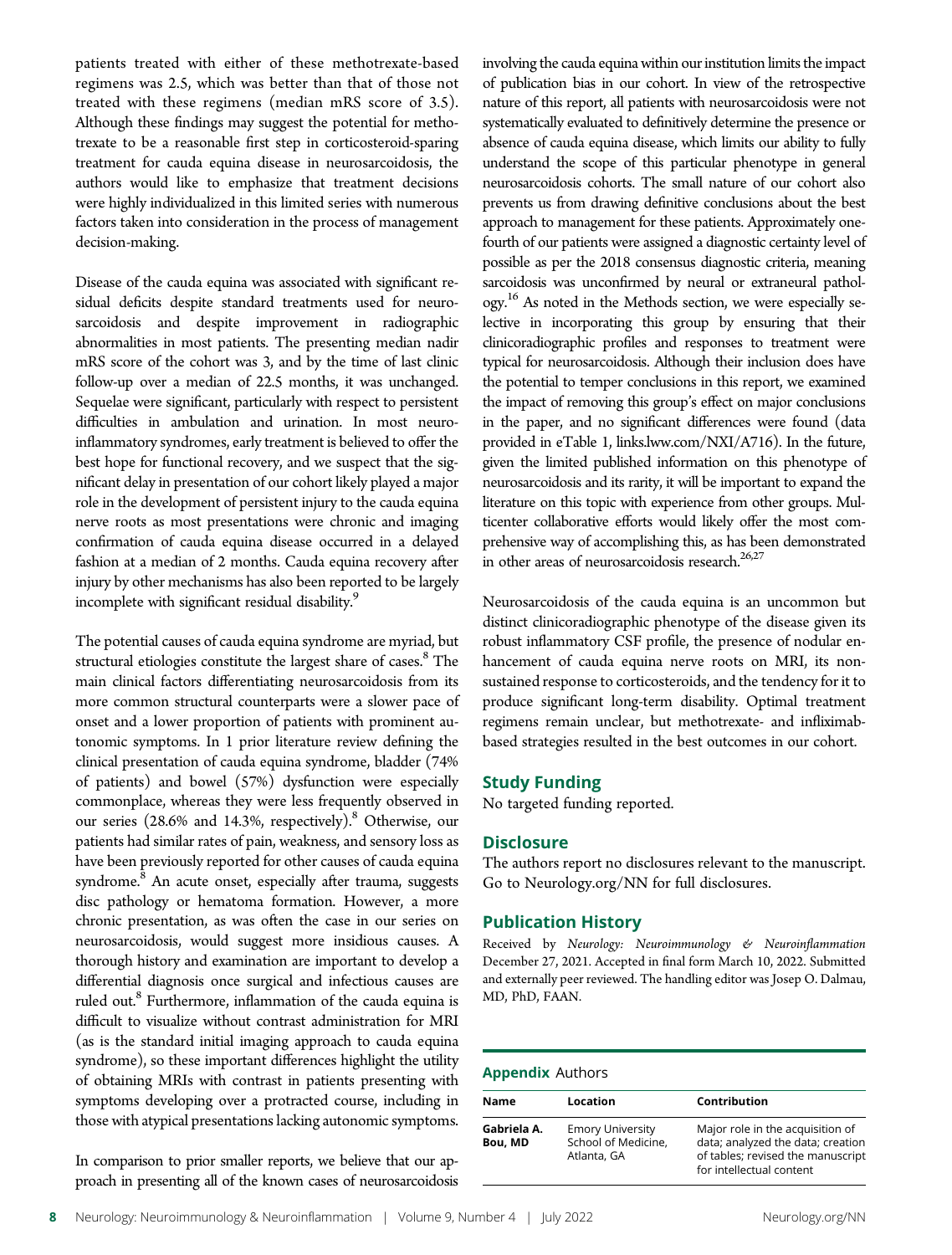patients treated with either of these methotrexate-based regimens was 2.5, which was better than that of those not treated with these regimens (median mRS score of 3.5). Although these findings may suggest the potential for methotrexate to be a reasonable first step in corticosteroid-sparing treatment for cauda equina disease in neurosarcoidosis, the authors would like to emphasize that treatment decisions were highly individualized in this limited series with numerous factors taken into consideration in the process of management decision-making.

Disease of the cauda equina was associated with significant residual deficits despite standard treatments used for neurosarcoidosis and despite improvement in radiographic abnormalities in most patients. The presenting median nadir mRS score of the cohort was 3, and by the time of last clinic follow-up over a median of 22.5 months, it was unchanged. Sequelae were significant, particularly with respect to persistent difficulties in ambulation and urination. In most neuroinflammatory syndromes, early treatment is believed to offer the best hope for functional recovery, and we suspect that the significant delay in presentation of our cohort likely played a major role in the development of persistent injury to the cauda equina nerve roots as most presentations were chronic and imaging confirmation of cauda equina disease occurred in a delayed fashion at a median of 2 months. Cauda equina recovery after injury by other mechanisms has also been reported to be largely incomplete with significant residual disability.[9]

The potential causes of cauda equina syndrome are myriad, but structural etiologies constitute the largest share of cases.[8] The main clinical factors differentiating neurosarcoidosis from its more common structural counterparts were a slower pace of onset and a lower proportion of patients with prominent autonomic symptoms. In 1 prior literature review defining the clinical presentation of cauda equina syndrome, bladder (74% of patients) and bowel (57%) dysfunction were especially commonplace, whereas they were less frequently observed in our series (28.6% and 14.3%, respectively).[8] Otherwise, our patients had similar rates of pain, weakness, and sensory loss as have been previously reported for other causes of cauda equina syndrome.[8] An acute onset, especially after trauma, suggests disc pathology or hematoma formation. However, a more chronic presentation, as was often the case in our series on neurosarcoidosis, would suggest more insidious causes. A thorough history and examination are important to develop a differential diagnosis once surgical and infectious causes are ruled out.[8] Furthermore, inflammation of the cauda equina is difficult to visualize without contrast administration for MRI (as is the standard initial imaging approach to cauda equina syndrome), so these important differences highlight the utility of obtaining MRIs with contrast in patients presenting with symptoms developing over a protracted course, including in those with atypical presentations lacking autonomic symptoms.

In comparison to prior smaller reports, we believe that our approach in presenting all of the known cases of neurosarcoidosis involving the cauda equina within our institution limits the impact of publication bias in our cohort. In view of the retrospective nature of this report, all patients with neurosarcoidosis were not systematically evaluated to definitively determine the presence or absence of cauda equina disease, which limits our ability to fully understand the scope of this particular phenotype in general neurosarcoidosis cohorts. The small nature of our cohort also prevents us from drawing definitive conclusions about the best approach to management for these patients. Approximately one-fourth of our patients were assigned a diagnostic certainty level of possible as per the 2018 consensus diagnostic criteria, meaning sarcoidosis was unconfirmed by neural or extraneural pathology.[16] As noted in the Methods section, we were especially selective in incorporating this group by ensuring that their clinicoradiographic profiles and responses to treatment were typical for neurosarcoidosis. Although their inclusion does have the potential to temper conclusions in this report, we examined the impact of removing this group's effect on major conclusions in the paper, and no significant differences were found (data provided in eTable 1, links.lww.com/NXI/A716). In the future, given the limited published information on this phenotype of neurosarcoidosis and its rarity, it will be important to expand the literature on this topic with experience from other groups. Multicenter collaborative efforts would likely offer the most comprehensive way of accomplishing this, as has been demonstrated in other areas of neurosarcoidosis research.[26,27]

Neurosarcoidosis of the cauda equina is an uncommon but distinct clinicoradiographic phenotype of the disease given its robust inflammatory CSF profile, the presence of nodular enhancement of cauda equina nerve roots on MRI, its nonsustained response to corticosteroids, and the tendency for it to produce significant long-term disability. Optimal treatment regimens remain unclear, but methotrexate- and infliximab-based strategies resulted in the best outcomes in our cohort.

## Study Funding

No targeted funding reported.

## Disclosure

The authors report no disclosures relevant to the manuscript. Go to Neurology.org/NN for full disclosures.

## Publication History

Received by *Neurology: Neuroimmunology & Neuroinflammation* December 27, 2021. Accepted in final form March 10, 2022. Submitted and externally peer reviewed. The handling editor was Josep O. Dalmau, MD, PhD, FAAN.

**Appendix** Authors

| Name | Location | Contribution |
|---|---|---|
| Gabriela A. Bou, MD | Emory University School of Medicine, Atlanta, GA | Major role in the acquisition of data; analyzed the data; creation of tables; revised the manuscript for intellectual content |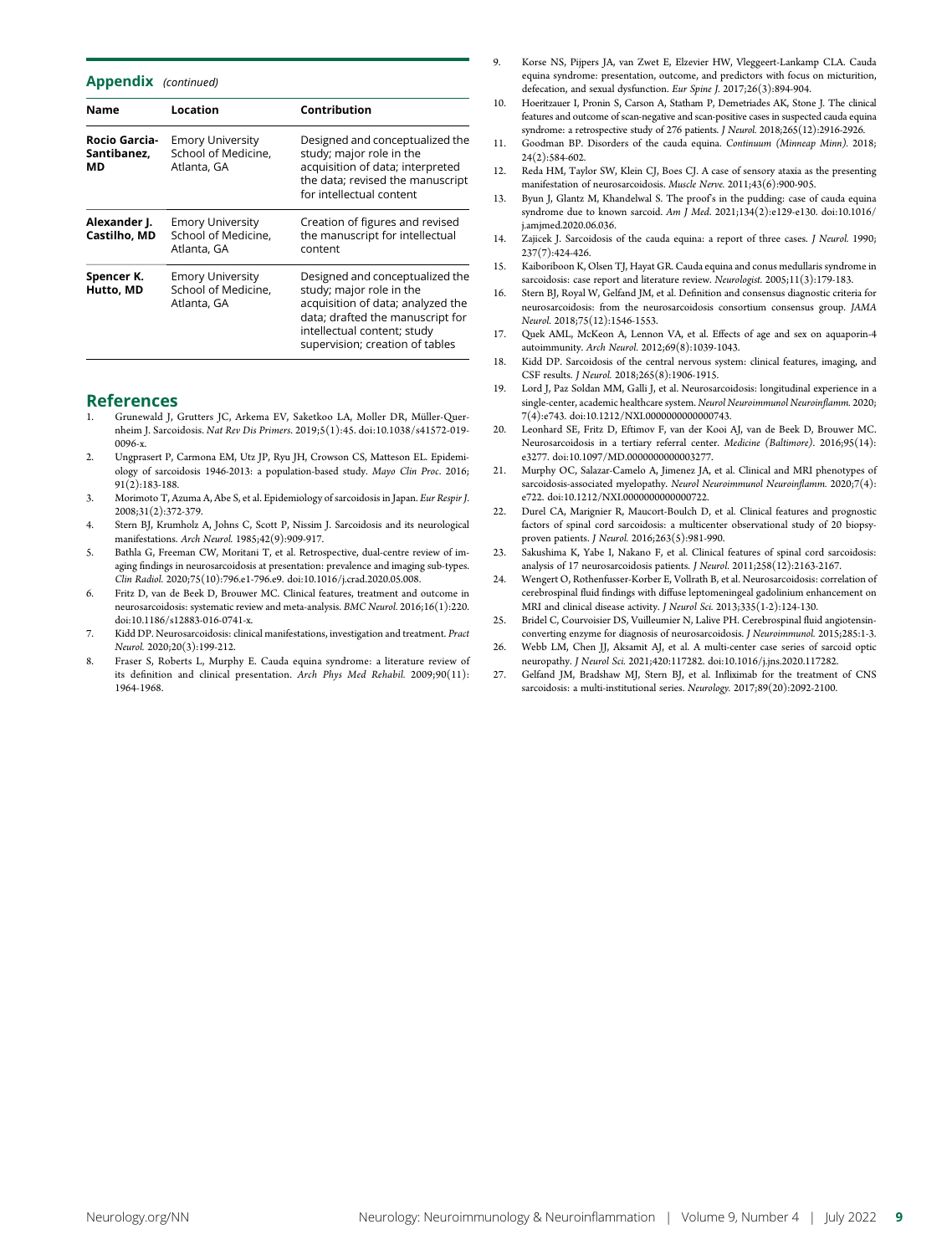## Appendix *(continued)*

| Name | Location | Contribution |
|---|---|---|
| **Rocio Garcia-Santibanez, MD** | Emory University School of Medicine, Atlanta, GA | Designed and conceptualized the study; major role in the acquisition of data; interpreted the data; revised the manuscript for intellectual content |
| **Alexander J. Castilho, MD** | Emory University School of Medicine, Atlanta, GA | Creation of figures and revised the manuscript for intellectual content |
| **Spencer K. Hutto, MD** | Emory University School of Medicine, Atlanta, GA | Designed and conceptualized the study; major role in the acquisition of data; analyzed the data; drafted the manuscript for intellectual content; study supervision; creation of tables |

## References

1. Grunewald J, Grutters JC, Arkema EV, Saketkoo LA, Moller DR, Müller-Quernheim J. Sarcoidosis. *Nat Rev Dis Primers*. 2019;5(1):45. doi:10.1038/s41572-019-0096-x.
2. Ungprasert P, Carmona EM, Utz JP, Ryu JH, Crowson CS, Matteson EL. Epidemiology of sarcoidosis 1946-2013: a population-based study. *Mayo Clin Proc*. 2016;91(2):183-188.
3. Morimoto T, Azuma A, Abe S, et al. Epidemiology of sarcoidosis in Japan. *Eur Respir J*. 2008;31(2):372-379.
4. Stern BJ, Krumholz A, Johns C, Scott P, Nissim J. Sarcoidosis and its neurological manifestations. *Arch Neurol*. 1985;42(9):909-917.
5. Bathla G, Freeman CW, Moritani T, et al. Retrospective, dual-centre review of imaging findings in neurosarcoidosis at presentation: prevalence and imaging sub-types. *Clin Radiol*. 2020;75(10):796.e1-796.e9. doi:10.1016/j.crad.2020.05.008.
6. Fritz D, van de Beek D, Brouwer MC. Clinical features, treatment and outcome in neurosarcoidosis: systematic review and meta-analysis. *BMC Neurol*. 2016;16(1):220. doi:10.1186/s12883-016-0741-x.
7. Kidd DP. Neurosarcoidosis: clinical manifestations, investigation and treatment. *Pract Neurol*. 2020;20(3):199-212.
8. Fraser S, Roberts L, Murphy E. Cauda equina syndrome: a literature review of its definition and clinical presentation. *Arch Phys Med Rehabil*. 2009;90(11):1964-1968.
9. Korse NS, Pijpers JA, van Zwet E, Elzevier HW, Vleggeert-Lankamp CLA. Cauda equina syndrome: presentation, outcome, and predictors with focus on micturition, defecation, and sexual dysfunction. *Eur Spine J*. 2017;26(3):894-904.
10. Hoeritzauer I, Pronin S, Carson A, Statham P, Demetriades AK, Stone J. The clinical features and outcome of scan-negative and scan-positive cases in suspected cauda equina syndrome: a retrospective study of 276 patients. *J Neurol*. 2018;265(12):2916-2926.
11. Goodman BP. Disorders of the cauda equina. *Continuum (Minneap Minn)*. 2018;24(2):584-602.
12. Reda HM, Taylor SW, Klein CJ, Boes CJ. A case of sensory ataxia as the presenting manifestation of neurosarcoidosis. *Muscle Nerve*. 2011;43(6):900-905.
13. Byun J, Glantz M, Khandelwal S. The proof's in the pudding: case of cauda equina syndrome due to known sarcoid. *Am J Med*. 2021;134(2):e129-e130. doi:10.1016/j.amjmed.2020.06.036.
14. Zajicek J. Sarcoidosis of the cauda equina: a report of three cases. *J Neurol*. 1990;237(7):424-426.
15. Kaiboriboon K, Olsen TJ, Hayat GR. Cauda equina and conus medullaris syndrome in sarcoidosis: case report and literature review. *Neurologist*. 2005;11(3):179-183.
16. Stern BJ, Royal W, Gelfand JM, et al. Definition and consensus diagnostic criteria for neurosarcoidosis: from the neurosarcoidosis consortium consensus group. *JAMA Neurol*. 2018;75(12):1546-1553.
17. Quek AML, McKeon A, Lennon VA, et al. Effects of age and sex on aquaporin-4 autoimmunity. *Arch Neurol*. 2012;69(8):1039-1043.
18. Kidd DP. Sarcoidosis of the central nervous system: clinical features, imaging, and CSF results. *J Neurol*. 2018;265(8):1906-1915.
19. Lord J, Paz Soldan MM, Galli J, et al. Neurosarcoidosis: longitudinal experience in a single-center, academic healthcare system. *Neurol Neuroimmunol Neuroinflamm*. 2020;7(4):e743. doi:10.1212/NXI.0000000000000743.
20. Leonhard SE, Fritz D, Eftimov F, van der Kooi AJ, van de Beek D, Brouwer MC. Neurosarcoidosis in a tertiary referral center. *Medicine (Baltimore)*. 2016;95(14):e3277. doi:10.1097/MD.0000000000003277.
21. Murphy OC, Salazar-Camelo A, Jimenez JA, et al. Clinical and MRI phenotypes of sarcoidosis-associated myelopathy. *Neurol Neuroimmunol Neuroinflamm*. 2020;7(4):e722. doi:10.1212/NXI.0000000000000722.
22. Durel CA, Marignier R, Maucort-Boulch D, et al. Clinical features and prognostic factors of spinal cord sarcoidosis: a multicenter observational study of 20 biopsy-proven patients. *J Neurol*. 2016;263(5):981-990.
23. Sakushima K, Yabe I, Nakano F, et al. Clinical features of spinal cord sarcoidosis: analysis of 17 neurosarcoidosis patients. *J Neurol*. 2011;258(12):2163-2167.
24. Wengert O, Rothenfusser-Korber E, Vollrath B, et al. Neurosarcoidosis: correlation of cerebrospinal fluid findings with diffuse leptomeningeal gadolinium enhancement on MRI and clinical disease activity. *J Neurol Sci*. 2013;335(1-2):124-130.
25. Bridel C, Courvoisier DS, Vuilleumier N, Lalive PH. Cerebrospinal fluid angiotensin-converting enzyme for diagnosis of neurosarcoidosis. *J Neuroimmunol*. 2015;285:1-3.
26. Webb LM, Chen JJ, Aksamit AJ, et al. A multi-center case series of sarcoid optic neuropathy. *J Neurol Sci*. 2021;420:117282. doi:10.1016/j.jns.2020.117282.
27. Gelfand JM, Bradshaw MJ, Stern BJ, et al. Infliximab for the treatment of CNS sarcoidosis: a multi-institutional series. *Neurology*. 2017;89(20):2092-2100.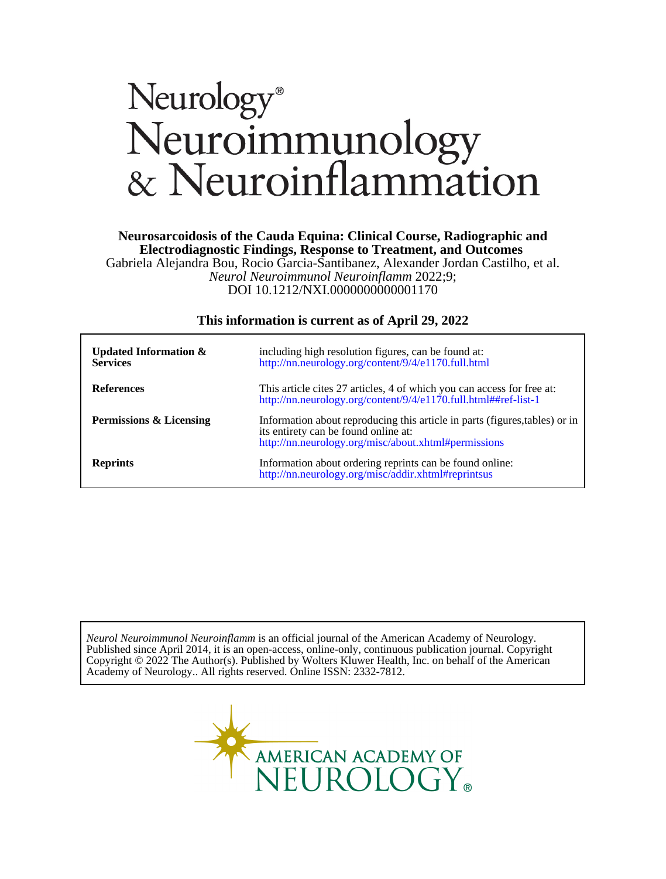# Neurology® Neuroimmunology & Neuroinflammation

**Neurosarcoidosis of the Cauda Equina: Clinical Course, Radiographic and Electrodiagnostic Findings, Response to Treatment, and Outcomes**

Gabriela Alejandra Bou, Rocio Garcia-Santibanez, Alexander Jordan Castilho, et al.

*Neurol Neuroimmunol Neuroinflamm* 2022;9;

DOI 10.1212/NXI.0000000000001170

**This information is current as of April 29, 2022**

| | |
|---|---|
| **Updated Information & Services** | including high resolution figures, can be found at: http://nn.neurology.org/content/9/4/e1170.full.html |
| **References** | This article cites 27 articles, 4 of which you can access for free at: http://nn.neurology.org/content/9/4/e1170.full.html##ref-list-1 |
| **Permissions & Licensing** | Information about reproducing this article in parts (figures,tables) or in its entirety can be found online at: http://nn.neurology.org/misc/about.xhtml#permissions |
| **Reprints** | Information about ordering reprints can be found online: http://nn.neurology.org/misc/addir.xhtml#reprintsus |

*Neurol Neuroimmunol Neuroinflamm* is an official journal of the American Academy of Neurology. Published since April 2014, it is an open-access, online-only, continuous publication journal. Copyright Copyright © 2022 The Author(s). Published by Wolters Kluwer Health, Inc. on behalf of the American Academy of Neurology.. All rights reserved. Online ISSN: 2332-7812.

AMERICAN ACADEMY OF NEUROLOGY®